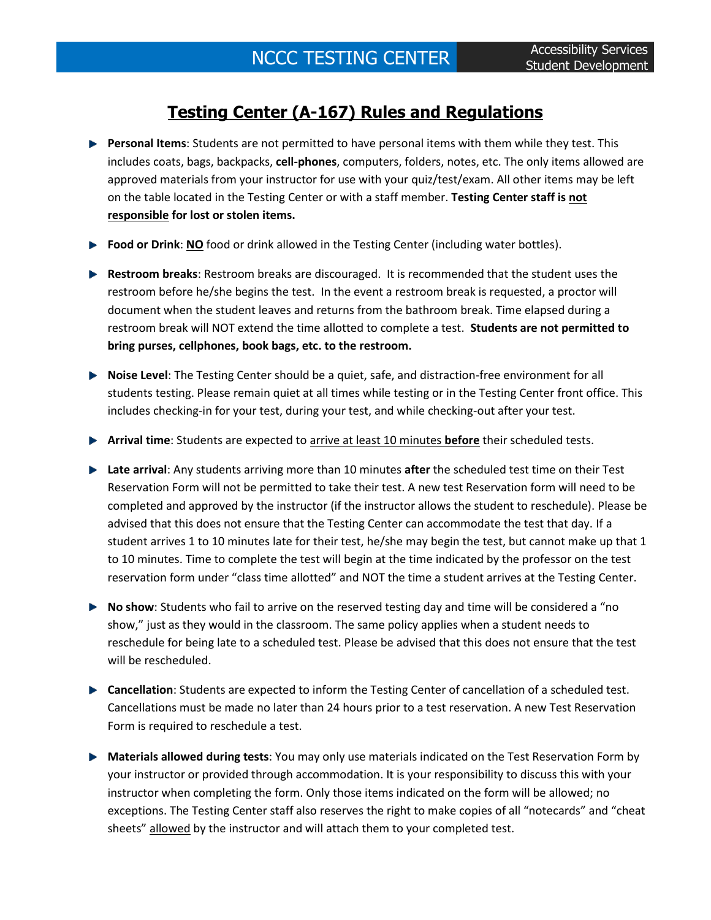NCCC TESTING CENTER

Accessibility Services
Student Development

# Testing Center (A-167) Rules and Regulations

- **Personal Items**: Students are not permitted to have personal items with them while they test. This includes coats, bags, backpacks, **cell-phones**, computers, folders, notes, etc. The only items allowed are approved materials from your instructor for use with your quiz/test/exam. All other items may be left on the table located in the Testing Center or with a staff member. **Testing Center staff is not responsible for lost or stolen items.**

- **Food or Drink**: **NO** food or drink allowed in the Testing Center (including water bottles).

- **Restroom breaks**: Restroom breaks are discouraged. It is recommended that the student uses the restroom before he/she begins the test. In the event a restroom break is requested, a proctor will document when the student leaves and returns from the bathroom break. Time elapsed during a restroom break will NOT extend the time allotted to complete a test. **Students are not permitted to bring purses, cellphones, book bags, etc. to the restroom.**

- **Noise Level**: The Testing Center should be a quiet, safe, and distraction-free environment for all students testing. Please remain quiet at all times while testing or in the Testing Center front office. This includes checking-in for your test, during your test, and while checking-out after your test.

- **Arrival time**: Students are expected to arrive at least 10 minutes **before** their scheduled tests.

- **Late arrival**: Any students arriving more than 10 minutes **after** the scheduled test time on their Test Reservation Form will not be permitted to take their test. A new test Reservation form will need to be completed and approved by the instructor (if the instructor allows the student to reschedule). Please be advised that this does not ensure that the Testing Center can accommodate the test that day. If a student arrives 1 to 10 minutes late for their test, he/she may begin the test, but cannot make up that 1 to 10 minutes. Time to complete the test will begin at the time indicated by the professor on the test reservation form under "class time allotted" and NOT the time a student arrives at the Testing Center.

- **No show**: Students who fail to arrive on the reserved testing day and time will be considered a "no show," just as they would in the classroom. The same policy applies when a student needs to reschedule for being late to a scheduled test. Please be advised that this does not ensure that the test will be rescheduled.

- **Cancellation**: Students are expected to inform the Testing Center of cancellation of a scheduled test. Cancellations must be made no later than 24 hours prior to a test reservation. A new Test Reservation Form is required to reschedule a test.

- **Materials allowed during tests**: You may only use materials indicated on the Test Reservation Form by your instructor or provided through accommodation. It is your responsibility to discuss this with your instructor when completing the form. Only those items indicated on the form will be allowed; no exceptions. The Testing Center staff also reserves the right to make copies of all "notecards" and "cheat sheets" allowed by the instructor and will attach them to your completed test.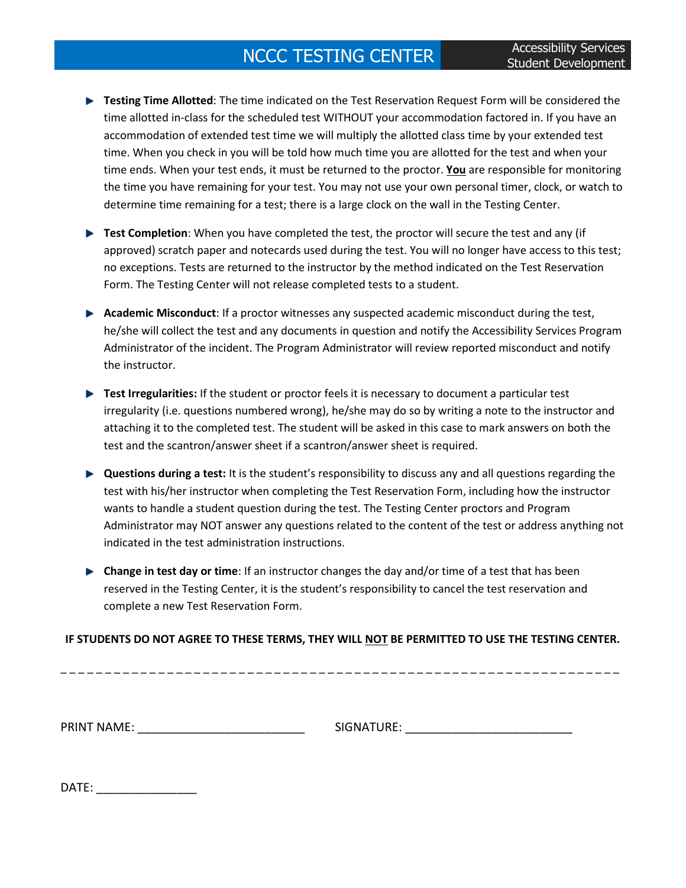- **Testing Time Allotted**: The time indicated on the Test Reservation Request Form will be considered the time allotted in-class for the scheduled test WITHOUT your accommodation factored in. If you have an accommodation of extended test time we will multiply the allotted class time by your extended test time. When you check in you will be told how much time you are allotted for the test and when your time ends. When your test ends, it must be returned to the proctor. **<u>You</u>** are responsible for monitoring the time you have remaining for your test. You may not use your own personal timer, clock, or watch to determine time remaining for a test; there is a large clock on the wall in the Testing Center.

- **Test Completion**: When you have completed the test, the proctor will secure the test and any (if approved) scratch paper and notecards used during the test. You will no longer have access to this test; no exceptions. Tests are returned to the instructor by the method indicated on the Test Reservation Form. The Testing Center will not release completed tests to a student.

- **Academic Misconduct**: If a proctor witnesses any suspected academic misconduct during the test, he/she will collect the test and any documents in question and notify the Accessibility Services Program Administrator of the incident. The Program Administrator will review reported misconduct and notify the instructor.

- **Test Irregularities:** If the student or proctor feels it is necessary to document a particular test irregularity (i.e. questions numbered wrong), he/she may do so by writing a note to the instructor and attaching it to the completed test. The student will be asked in this case to mark answers on both the test and the scantron/answer sheet if a scantron/answer sheet is required.

- **Questions during a test:** It is the student's responsibility to discuss any and all questions regarding the test with his/her instructor when completing the Test Reservation Form, including how the instructor wants to handle a student question during the test. The Testing Center proctors and Program Administrator may NOT answer any questions related to the content of the test or address anything not indicated in the test administration instructions.

- **Change in test day or time**: If an instructor changes the day and/or time of a test that has been reserved in the Testing Center, it is the student's responsibility to cancel the test reservation and complete a new Test Reservation Form.

**IF STUDENTS DO NOT AGREE TO THESE TERMS, THEY WILL <u>NOT</u> BE PERMITTED TO USE THE TESTING CENTER.**

- - - - - - - - - - - - - - - - - - - - - - - - - - - - - - - - - - - - - - - - - - - - - - - - - - - - - - - - - - - - - - - - -

PRINT NAME: _________________________ SIGNATURE: _________________________

DATE: _______________